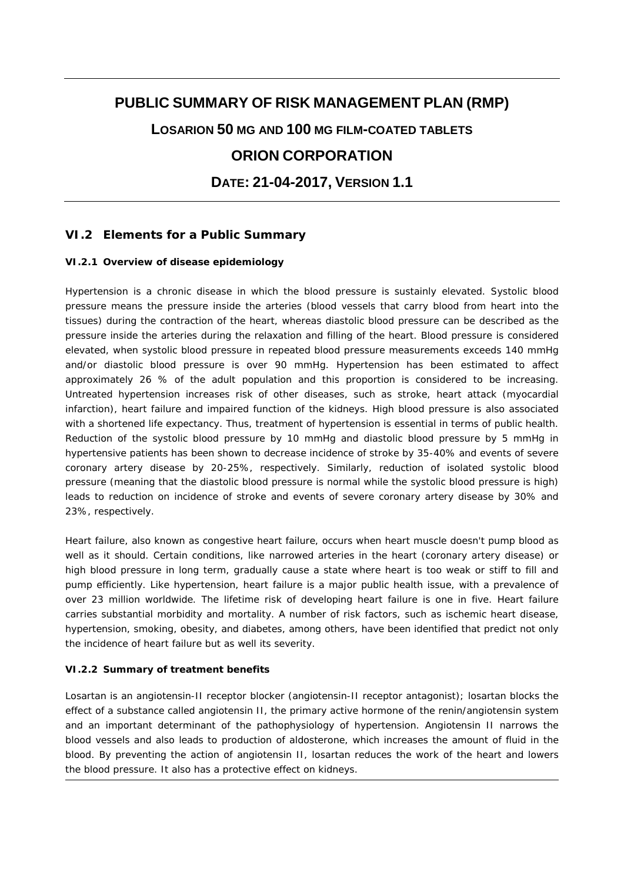# PUBLIC SUMMARY OF RISK MANAGEMENT PLAN (RMP)

## LOSARION 50 MG AND 100 MG FILM-COATED TABLETS

## ORION CORPORATION

## DATE: 21-04-2017, VERSION 1.1

## VI.2 Elements for a Public Summary

### VI.2.1 Overview of disease epidemiology

Hypertension is a chronic disease in which the blood pressure is sustainly elevated. Systolic blood pressure means the pressure inside the arteries (blood vessels that carry blood from heart into the tissues) during the contraction of the heart, whereas diastolic blood pressure can be described as the pressure inside the arteries during the relaxation and filling of the heart. Blood pressure is considered elevated, when systolic blood pressure in repeated blood pressure measurements exceeds 140 mmHg and/or diastolic blood pressure is over 90 mmHg. Hypertension has been estimated to affect approximately 26 % of the adult population and this proportion is considered to be increasing. Untreated hypertension increases risk of other diseases, such as stroke, heart attack (myocardial infarction), heart failure and impaired function of the kidneys. High blood pressure is also associated with a shortened life expectancy. Thus, treatment of hypertension is essential in terms of public health. Reduction of the systolic blood pressure by 10 mmHg and diastolic blood pressure by 5 mmHg in hypertensive patients has been shown to decrease incidence of stroke by 35-40% and events of severe coronary artery disease by 20-25%, respectively. Similarly, reduction of isolated systolic blood pressure (meaning that the diastolic blood pressure is normal while the systolic blood pressure is high) leads to reduction on incidence of stroke and events of severe coronary artery disease by 30% and 23%, respectively.

Heart failure, also known as congestive heart failure, occurs when heart muscle doesn't pump blood as well as it should. Certain conditions, like narrowed arteries in the heart (coronary artery disease) or high blood pressure in long term, gradually cause a state where heart is too weak or stiff to fill and pump efficiently. Like hypertension, heart failure is a major public health issue, with a prevalence of over 23 million worldwide. The lifetime risk of developing heart failure is one in five. Heart failure carries substantial morbidity and mortality. A number of risk factors, such as ischemic heart disease, hypertension, smoking, obesity, and diabetes, among others, have been identified that predict not only the incidence of heart failure but as well its severity.

### VI.2.2 Summary of treatment benefits

Losartan is an angiotensin-II receptor blocker (angiotensin-II receptor antagonist); losartan blocks the effect of a substance called angiotensin II, the primary active hormone of the renin/angiotensin system and an important determinant of the pathophysiology of hypertension. Angiotensin II narrows the blood vessels and also leads to production of aldosterone, which increases the amount of fluid in the blood. By preventing the action of angiotensin II, losartan reduces the work of the heart and lowers the blood pressure. It also has a protective effect on kidneys.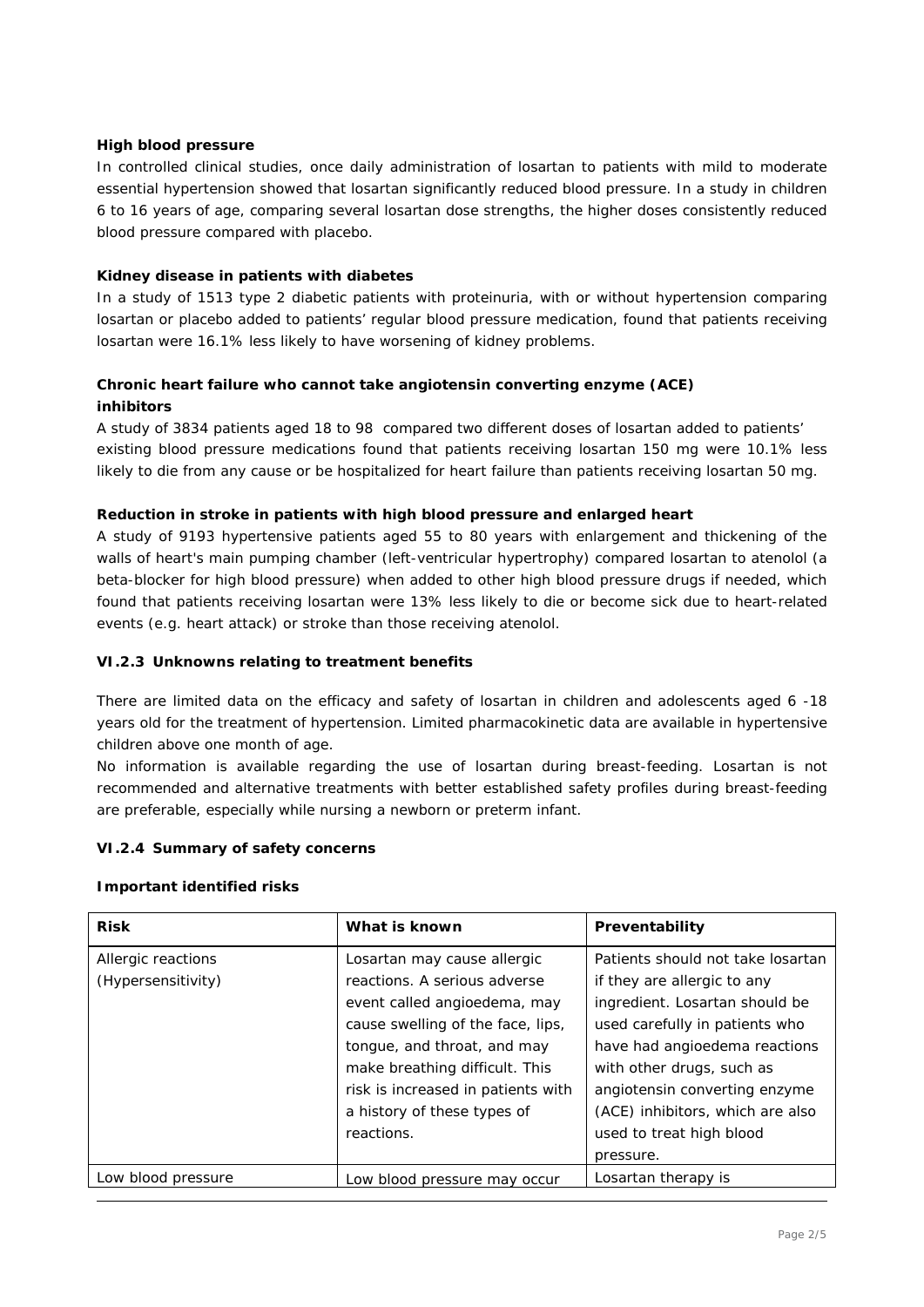**High blood pressure**

In controlled clinical studies, once daily administration of losartan to patients with mild to moderate essential hypertension showed that losartan significantly reduced blood pressure. In a study in children 6 to 16 years of age, comparing several losartan dose strengths, the higher doses consistently reduced blood pressure compared with placebo.

**Kidney disease in patients with diabetes**

In a study of 1513 type 2 diabetic patients with proteinuria, with or without hypertension comparing losartan or placebo added to patients' regular blood pressure medication, found that patients receiving losartan were 16.1% less likely to have worsening of kidney problems.

**Chronic heart failure who cannot take angiotensin converting enzyme (ACE) inhibitors**

A study of 3834 patients aged 18 to 98 compared two different doses of losartan added to patients' existing blood pressure medications found that patients receiving losartan 150 mg were 10.1% less likely to die from any cause or be hospitalized for heart failure than patients receiving losartan 50 mg.

**Reduction in stroke in patients with high blood pressure and enlarged heart**

A study of 9193 hypertensive patients aged 55 to 80 years with enlargement and thickening of the walls of heart's main pumping chamber (left-ventricular hypertrophy) compared losartan to atenolol (a beta-blocker for high blood pressure) when added to other high blood pressure drugs if needed, which found that patients receiving losartan were 13% less likely to die or become sick due to heart-related events (e.g. heart attack) or stroke than those receiving atenolol.

### VI.2.3 Unknowns relating to treatment benefits

There are limited data on the efficacy and safety of losartan in children and adolescents aged 6 -18 years old for the treatment of hypertension. Limited pharmacokinetic data are available in hypertensive children above one month of age.

No information is available regarding the use of losartan during breast-feeding. Losartan is not recommended and alternative treatments with better established safety profiles during breast-feeding are preferable, especially while nursing a newborn or preterm infant.

### VI.2.4 Summary of safety concerns

**Important identified risks**

| Risk | What is known | Preventability |
|---|---|---|
| Allergic reactions (Hypersensitivity) | Losartan may cause allergic reactions. A serious adverse event called angioedema, may cause swelling of the face, lips, tongue, and throat, and may make breathing difficult. This risk is increased in patients with a history of these types of reactions. | Patients should not take losartan if they are allergic to any ingredient. Losartan should be used carefully in patients who have had angioedema reactions with other drugs, such as angiotensin converting enzyme (ACE) inhibitors, which are also used to treat high blood pressure. |
| Low blood pressure | Low blood pressure may occur | Losartan therapy is |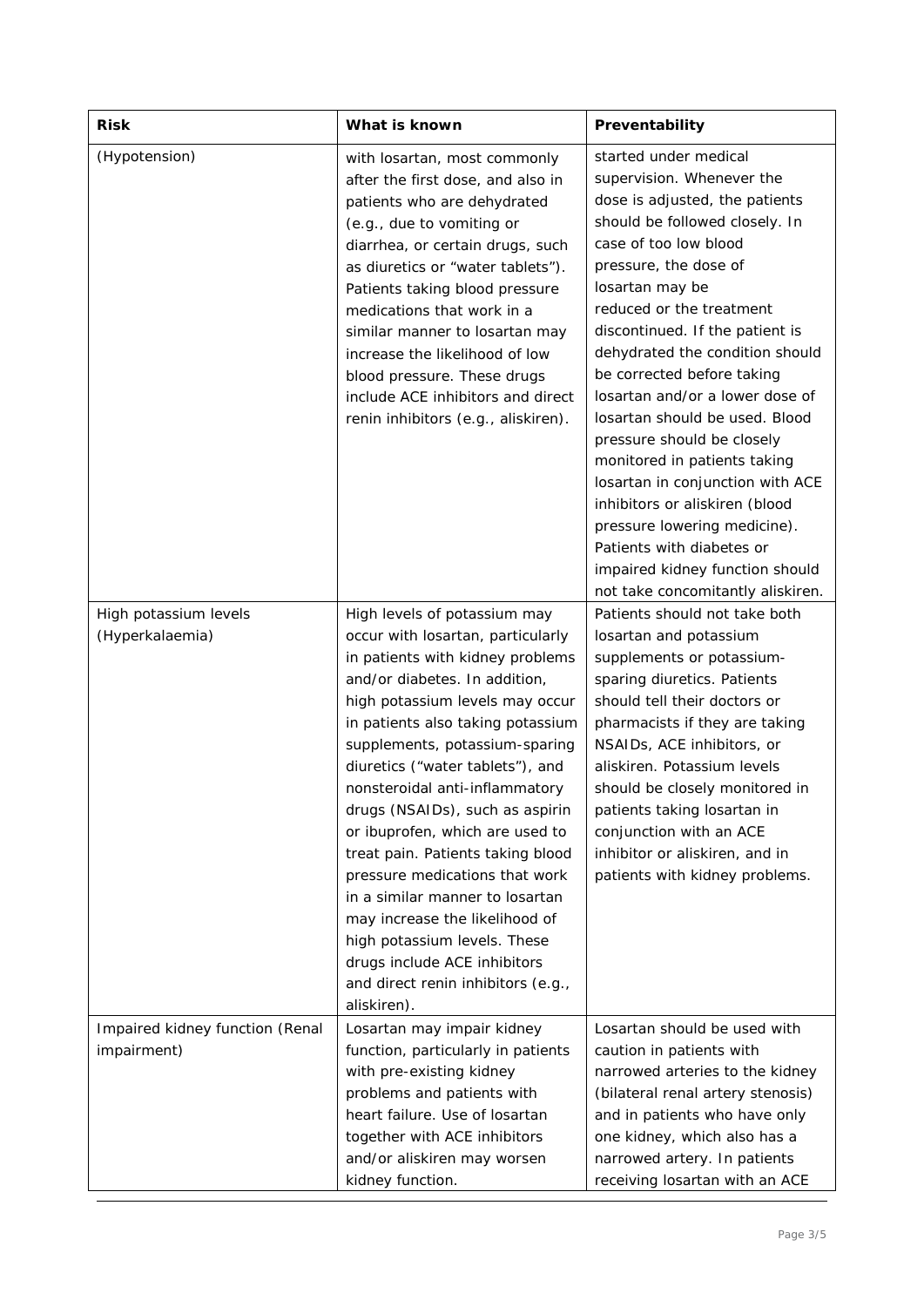| Risk | What is known | Preventability |
| --- | --- | --- |
| (Hypotension) | with losartan, most commonly after the first dose, and also in patients who are dehydrated (e.g., due to vomiting or diarrhea, or certain drugs, such as diuretics or "water tablets"). Patients taking blood pressure medications that work in a similar manner to losartan may increase the likelihood of low blood pressure. These drugs include ACE inhibitors and direct renin inhibitors (e.g., aliskiren). | started under medical supervision. Whenever the dose is adjusted, the patients should be followed closely. In case of too low blood pressure, the dose of losartan may be reduced or the treatment discontinued. If the patient is dehydrated the condition should be corrected before taking losartan and/or a lower dose of losartan should be used. Blood pressure should be closely monitored in patients taking losartan in conjunction with ACE inhibitors or aliskiren (blood pressure lowering medicine). Patients with diabetes or impaired kidney function should not take concomitantly aliskiren. |
| High potassium levels (Hyperkalaemia) | High levels of potassium may occur with losartan, particularly in patients with kidney problems and/or diabetes. In addition, high potassium levels may occur in patients also taking potassium supplements, potassium-sparing diuretics ("water tablets"), and nonsteroidal anti-inflammatory drugs (NSAIDs), such as aspirin or ibuprofen, which are used to treat pain. Patients taking blood pressure medications that work in a similar manner to losartan may increase the likelihood of high potassium levels. These drugs include ACE inhibitors and direct renin inhibitors (e.g., aliskiren). | Patients should not take both losartan and potassium supplements or potassium-sparing diuretics. Patients should tell their doctors or pharmacists if they are taking NSAIDs, ACE inhibitors, or aliskiren. Potassium levels should be closely monitored in patients taking losartan in conjunction with an ACE inhibitor or aliskiren, and in patients with kidney problems. |
| Impaired kidney function (Renal impairment) | Losartan may impair kidney function, particularly in patients with pre-existing kidney problems and patients with heart failure. Use of losartan together with ACE inhibitors and/or aliskiren may worsen kidney function. | Losartan should be used with caution in patients with narrowed arteries to the kidney (bilateral renal artery stenosis) and in patients who have only one kidney, which also has a narrowed artery. In patients receiving losartan with an ACE |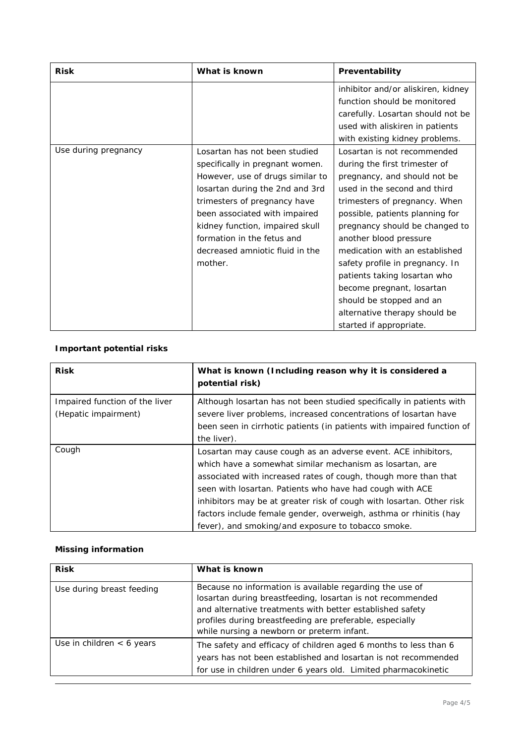| Risk | What is known | Preventability |
|---|---|---|
| | | inhibitor and/or aliskiren, kidney function should be monitored carefully. Losartan should not be used with aliskiren in patients with existing kidney problems. |
| Use during pregnancy | Losartan has not been studied specifically in pregnant women. However, use of drugs similar to losartan during the 2nd and 3rd trimesters of pregnancy have been associated with impaired kidney function, impaired skull formation in the fetus and decreased amniotic fluid in the mother. | Losartan is not recommended during the first trimester of pregnancy, and should not be used in the second and third trimesters of pregnancy. When possible, patients planning for pregnancy should be changed to another blood pressure medication with an established safety profile in pregnancy. In patients taking losartan who become pregnant, losartan should be stopped and an alternative therapy should be started if appropriate. |

**Important potential risks**

| Risk | What is known (Including reason why it is considered a potential risk) |
|---|---|
| Impaired function of the liver (Hepatic impairment) | Although losartan has not been studied specifically in patients with severe liver problems, increased concentrations of losartan have been seen in cirrhotic patients (in patients with impaired function of the liver). |
| Cough | Losartan may cause cough as an adverse event. ACE inhibitors, which have a somewhat similar mechanism as losartan, are associated with increased rates of cough, though more than that seen with losartan. Patients who have had cough with ACE inhibitors may be at greater risk of cough with losartan. Other risk factors include female gender, overweigh, asthma or rhinitis (hay fever), and smoking/and exposure to tobacco smoke. |

**Missing information**

| Risk | What is known |
|---|---|
| Use during breast feeding | Because no information is available regarding the use of losartan during breastfeeding, losartan is not recommended and alternative treatments with better established safety profiles during breastfeeding are preferable, especially while nursing a newborn or preterm infant. |
| Use in children < 6 years | The safety and efficacy of children aged 6 months to less than 6 years has not been established and losartan is not recommended for use in children under 6 years old. Limited pharmacokinetic |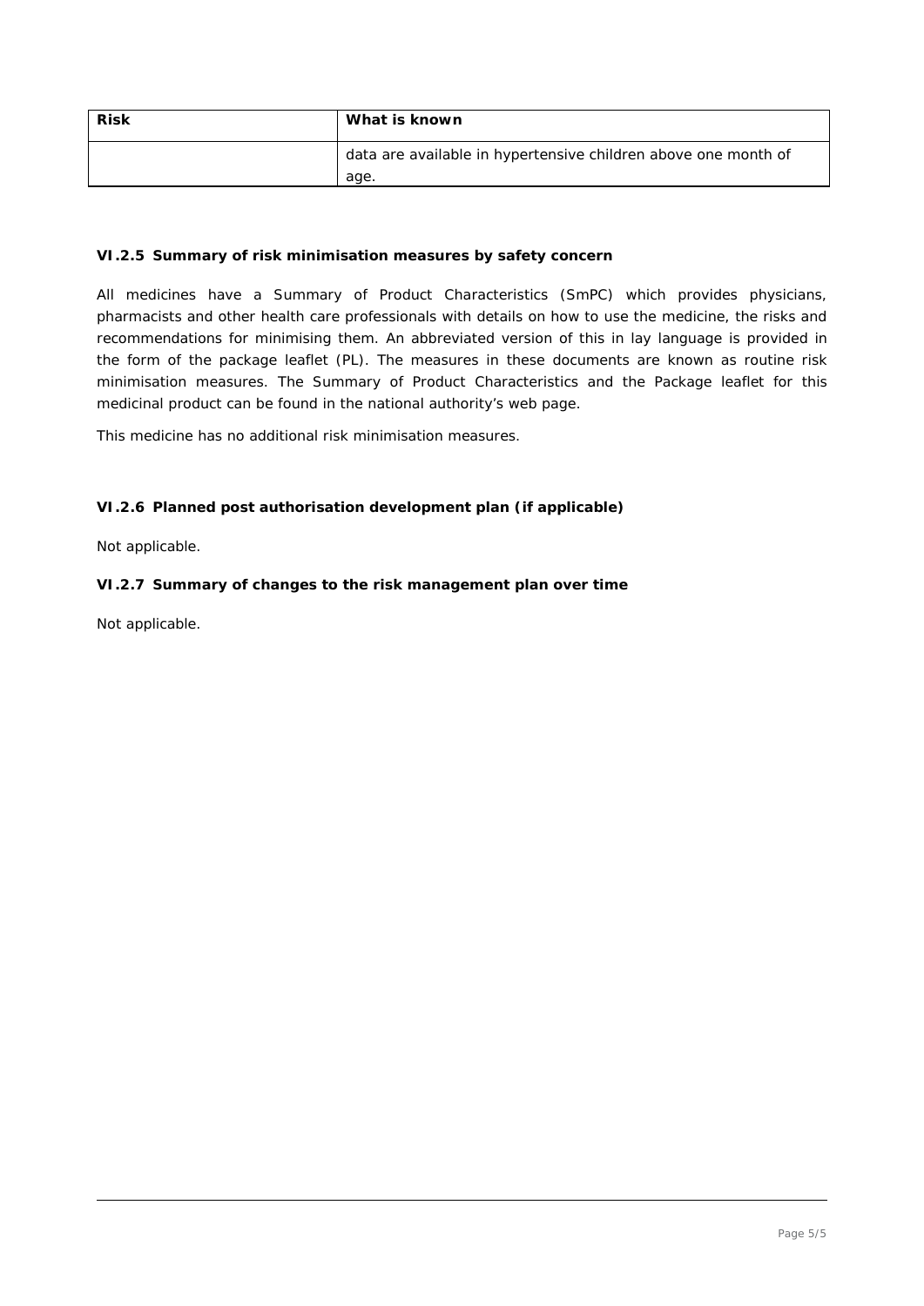| Risk | What is known |
|---|---|
| | data are available in hypertensive children above one month of age. |

### VI.2.5 Summary of risk minimisation measures by safety concern

All medicines have a Summary of Product Characteristics (SmPC) which provides physicians, pharmacists and other health care professionals with details on how to use the medicine, the risks and recommendations for minimising them. An abbreviated version of this in lay language is provided in the form of the package leaflet (PL). The measures in these documents are known as routine risk minimisation measures. The Summary of Product Characteristics and the Package leaflet for this medicinal product can be found in the national authority's web page.

This medicine has no additional risk minimisation measures.

### VI.2.6 Planned post authorisation development plan (if applicable)

Not applicable.

### VI.2.7 Summary of changes to the risk management plan over time

Not applicable.